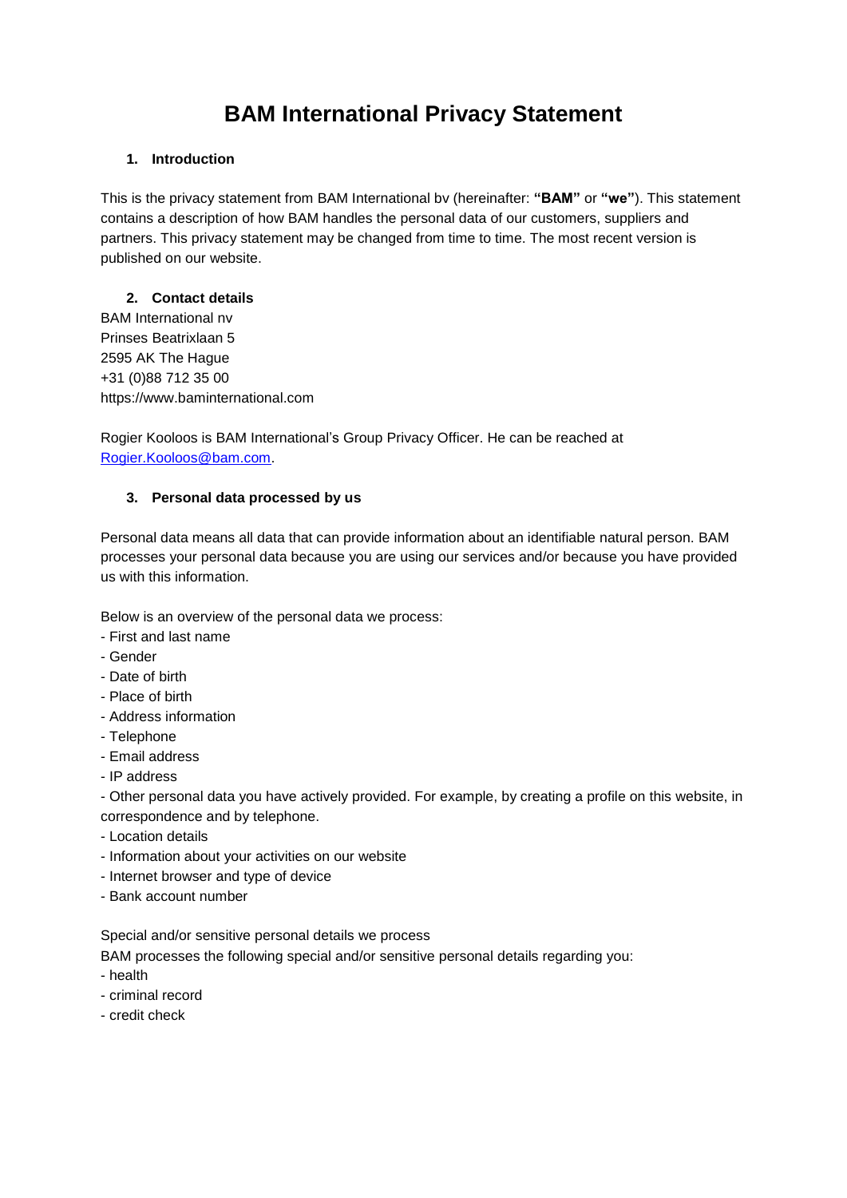# BAM International Privacy Statement

## 1. Introduction

This is the privacy statement from BAM International bv (hereinafter: **"BAM"** or **"we"**). This statement contains a description of how BAM handles the personal data of our customers, suppliers and partners. This privacy statement may be changed from time to time. The most recent version is published on our website.

## 2. Contact details

BAM International nv
Prinses Beatrixlaan 5
2595 AK The Hague
+31 (0)88 712 35 00
https://www.baminternational.com

Rogier Kooloos is BAM International's Group Privacy Officer. He can be reached at [Rogier.Kooloos@bam.com](mailto:Rogier.Kooloos@bam.com).

## 3. Personal data processed by us

Personal data means all data that can provide information about an identifiable natural person. BAM processes your personal data because you are using our services and/or because you have provided us with this information.

Below is an overview of the personal data we process:

- First and last name
- Gender
- Date of birth
- Place of birth
- Address information
- Telephone
- Email address
- IP address
- Other personal data you have actively provided. For example, by creating a profile on this website, in correspondence and by telephone.
- Location details
- Information about your activities on our website
- Internet browser and type of device
- Bank account number

Special and/or sensitive personal details we process

BAM processes the following special and/or sensitive personal details regarding you:

- health
- criminal record
- credit check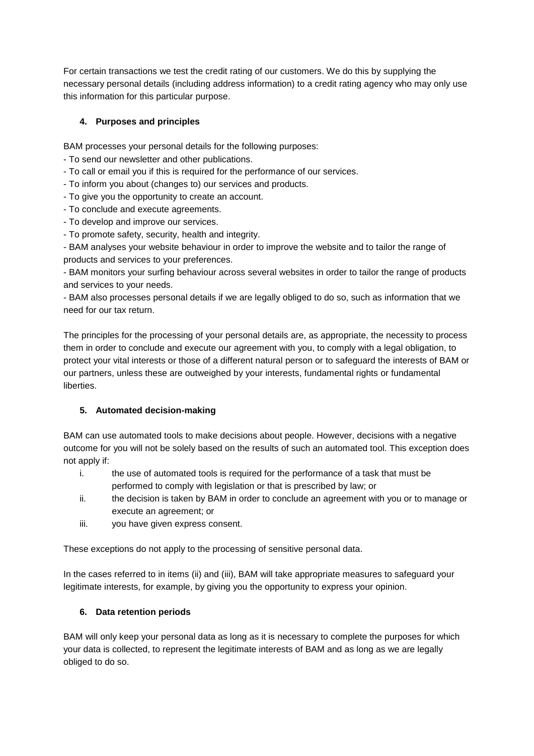For certain transactions we test the credit rating of our customers. We do this by supplying the necessary personal details (including address information) to a credit rating agency who may only use this information for this particular purpose.

#### 4. Purposes and principles

BAM processes your personal details for the following purposes:

- To send our newsletter and other publications.
- To call or email you if this is required for the performance of our services.
- To inform you about (changes to) our services and products.
- To give you the opportunity to create an account.
- To conclude and execute agreements.
- To develop and improve our services.
- To promote safety, security, health and integrity.
- BAM analyses your website behaviour in order to improve the website and to tailor the range of products and services to your preferences.
- BAM monitors your surfing behaviour across several websites in order to tailor the range of products and services to your needs.
- BAM also processes personal details if we are legally obliged to do so, such as information that we need for our tax return.

The principles for the processing of your personal details are, as appropriate, the necessity to process them in order to conclude and execute our agreement with you, to comply with a legal obligation, to protect your vital interests or those of a different natural person or to safeguard the interests of BAM or our partners, unless these are outweighed by your interests, fundamental rights or fundamental liberties.

#### 5. Automated decision-making

BAM can use automated tools to make decisions about people. However, decisions with a negative outcome for you will not be solely based on the results of such an automated tool. This exception does not apply if:

i. the use of automated tools is required for the performance of a task that must be performed to comply with legislation or that is prescribed by law; or
ii. the decision is taken by BAM in order to conclude an agreement with you or to manage or execute an agreement; or
iii. you have given express consent.

These exceptions do not apply to the processing of sensitive personal data.

In the cases referred to in items (ii) and (iii), BAM will take appropriate measures to safeguard your legitimate interests, for example, by giving you the opportunity to express your opinion.

#### 6. Data retention periods

BAM will only keep your personal data as long as it is necessary to complete the purposes for which your data is collected, to represent the legitimate interests of BAM and as long as we are legally obliged to do so.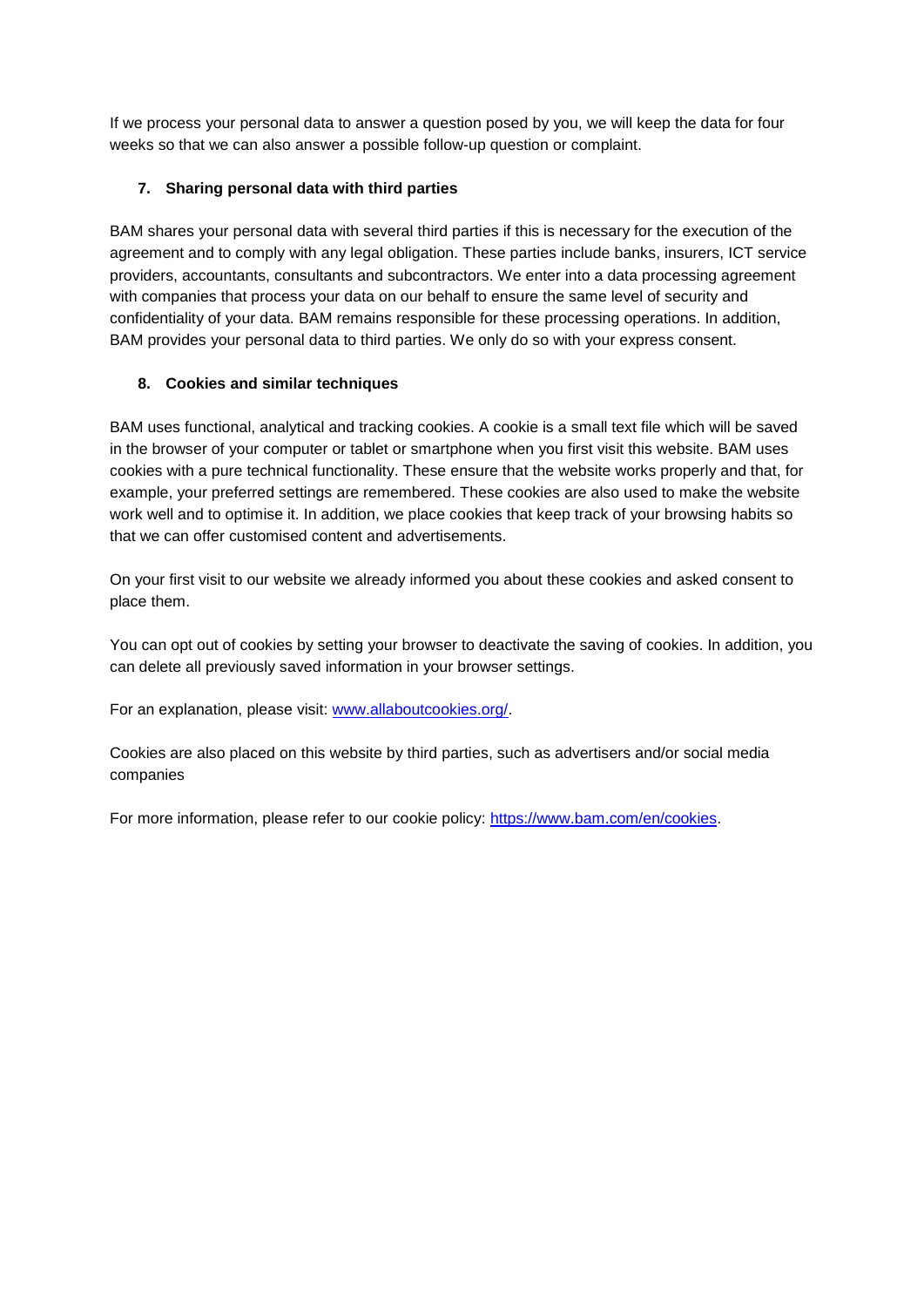If we process your personal data to answer a question posed by you, we will keep the data for four weeks so that we can also answer a possible follow-up question or complaint.

## 7. Sharing personal data with third parties

BAM shares your personal data with several third parties if this is necessary for the execution of the agreement and to comply with any legal obligation. These parties include banks, insurers, ICT service providers, accountants, consultants and subcontractors. We enter into a data processing agreement with companies that process your data on our behalf to ensure the same level of security and confidentiality of your data. BAM remains responsible for these processing operations. In addition, BAM provides your personal data to third parties. We only do so with your express consent.

## 8. Cookies and similar techniques

BAM uses functional, analytical and tracking cookies. A cookie is a small text file which will be saved in the browser of your computer or tablet or smartphone when you first visit this website. BAM uses cookies with a pure technical functionality. These ensure that the website works properly and that, for example, your preferred settings are remembered. These cookies are also used to make the website work well and to optimise it. In addition, we place cookies that keep track of your browsing habits so that we can offer customised content and advertisements.

On your first visit to our website we already informed you about these cookies and asked consent to place them.

You can opt out of cookies by setting your browser to deactivate the saving of cookies. In addition, you can delete all previously saved information in your browser settings.

For an explanation, please visit: [www.allaboutcookies.org/](http://www.allaboutcookies.org/).

Cookies are also placed on this website by third parties, such as advertisers and/or social media companies

For more information, please refer to our cookie policy: [https://www.bam.com/en/cookies](https://www.bam.com/en/cookies).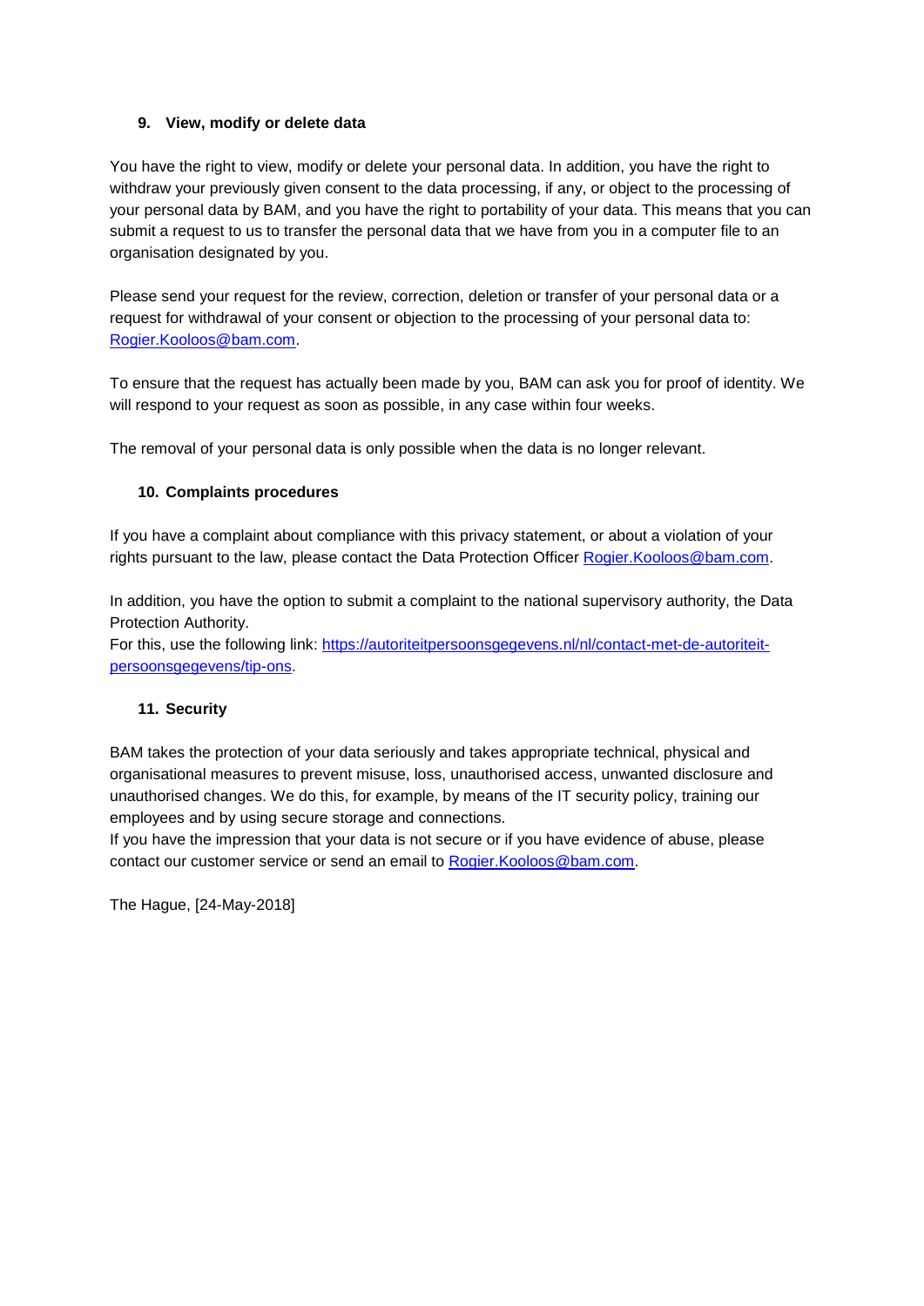## 9. View, modify or delete data

You have the right to view, modify or delete your personal data. In addition, you have the right to withdraw your previously given consent to the data processing, if any, or object to the processing of your personal data by BAM, and you have the right to portability of your data. This means that you can submit a request to us to transfer the personal data that we have from you in a computer file to an organisation designated by you.

Please send your request for the review, correction, deletion or transfer of your personal data or a request for withdrawal of your consent or objection to the processing of your personal data to: Rogier.Kooloos@bam.com.

To ensure that the request has actually been made by you, BAM can ask you for proof of identity. We will respond to your request as soon as possible, in any case within four weeks.

The removal of your personal data is only possible when the data is no longer relevant.

## 10. Complaints procedures

If you have a complaint about compliance with this privacy statement, or about a violation of your rights pursuant to the law, please contact the Data Protection Officer Rogier.Kooloos@bam.com.

In addition, you have the option to submit a complaint to the national supervisory authority, the Data Protection Authority.
For this, use the following link: https://autoriteitpersoonsgegevens.nl/nl/contact-met-de-autoriteit-persoonsgegevens/tip-ons.

## 11. Security

BAM takes the protection of your data seriously and takes appropriate technical, physical and organisational measures to prevent misuse, loss, unauthorised access, unwanted disclosure and unauthorised changes. We do this, for example, by means of the IT security policy, training our employees and by using secure storage and connections.
If you have the impression that your data is not secure or if you have evidence of abuse, please contact our customer service or send an email to Rogier.Kooloos@bam.com.

The Hague, [24-May-2018]